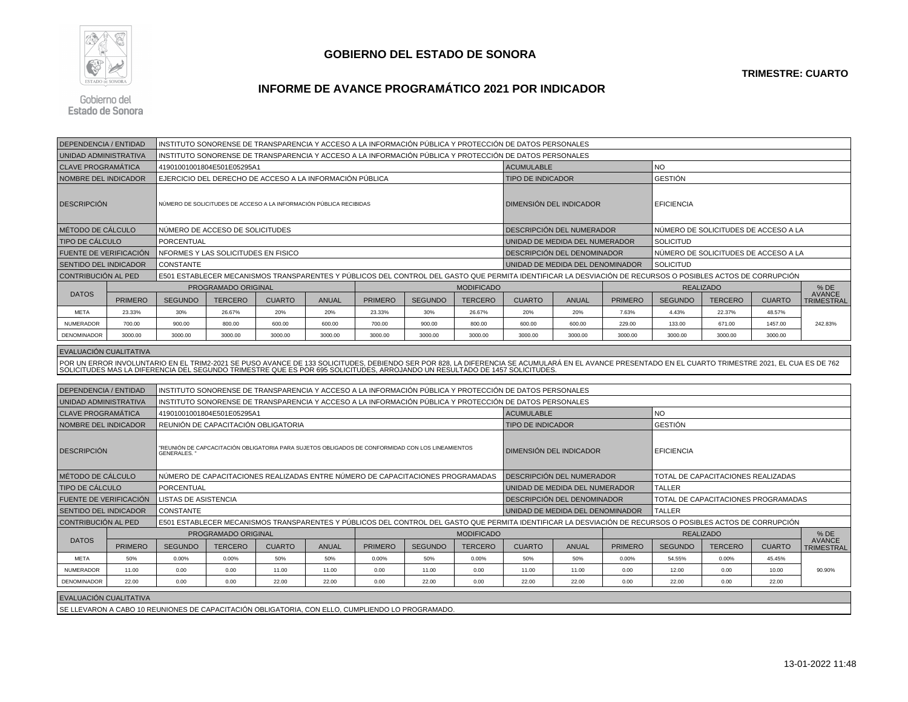# GOBIERNO DEL ESTADO DE SONORA

**TRIMESTRE: CUARTO**

## INFORME DE AVANCE PROGRAMÁTICO 2021 POR INDICADOR

| | |
|---|---|
| DEPENDENCIA / ENTIDAD | INSTITUTO SONORENSE DE TRANSPARENCIA Y ACCESO A LA INFORMACIÓN PÚBLICA Y PROTECCIÓN DE DATOS PERSONALES |
| UNIDAD ADMINISTRATIVA | INSTITUTO SONORENSE DE TRANSPARENCIA Y ACCESO A LA INFORMACIÓN PÚBLICA Y PROTECCIÓN DE DATOS PERSONALES |
| CLAVE PROGRAMÁTICA | 41901001001804E501E05295A1 |
| ACUMULABLE | NO |
| NOMBRE DEL INDICADOR | EJERCICIO DEL DERECHO DE ACCESO A LA INFORMACIÓN PÚBLICA |
| TIPO DE INDICADOR | GESTIÓN |
| DESCRIPCIÓN | NÚMERO DE SOLICITUDES DE ACCESO A LA INFORMACIÓN PÚBLICA RECIBIDAS |
| DIMENSIÓN DEL INDICADOR | EFICIENCIA |
| MÉTODO DE CÁLCULO | NÚMERO DE ACCESO DE SOLICITUDES |
| DESCRIPCIÓN DEL NUMERADOR | NÚMERO DE SOLICITUDES DE ACCESO A LA |
| TIPO DE CÁLCULO | PORCENTUAL |
| UNIDAD DE MEDIDA DEL NUMERADOR | SOLICITUD |
| FUENTE DE VERIFICACIÓN | NFORMES Y LAS SOLICITUDES EN FISICO |
| DESCRIPCIÓN DEL DENOMINADOR | NÚMERO DE SOLICITUDES DE ACCESO A LA |
| SENTIDO DEL INDICADOR | CONSTANTE |
| UNIDAD DE MEDIDA DEL DENOMINADOR | SOLICITUD |
| CONTRIBUCIÓN AL PED | E501 ESTABLECER MECANISMOS TRANSPARENTES Y PÚBLICOS DEL CONTROL DEL GASTO QUE PERMITA IDENTIFICAR LA DESVIACIÓN DE RECURSOS O POSIBLES ACTOS DE CORRUPCIÓN |

| DATOS | PROGRAMADO ORIGINAL | | | | | MODIFICADO | | | | | REALIZADO | | | | % DE AVANCE TRIMESTRAL |
|---|---|---|---|---|---|---|---|---|---|---|---|---|---|---|---|
| | PRIMERO | SEGUNDO | TERCERO | CUARTO | ANUAL | PRIMERO | SEGUNDO | TERCERO | CUARTO | ANUAL | PRIMERO | SEGUNDO | TERCERO | CUARTO | |
| META | 23.33% | 30% | 26.67% | 20% | 20% | 23.33% | 30% | 26.67% | 20% | 20% | 7.63% | 4.43% | 22.37% | 48.57% | 242.83% |
| NUMERADOR | 700.00 | 900.00 | 800.00 | 600.00 | 600.00 | 700.00 | 900.00 | 800.00 | 600.00 | 600.00 | 229.00 | 133.00 | 671.00 | 1457.00 | |
| DENOMINADOR | 3000.00 | 3000.00 | 3000.00 | 3000.00 | 3000.00 | 3000.00 | 3000.00 | 3000.00 | 3000.00 | 3000.00 | 3000.00 | 3000.00 | 3000.00 | 3000.00 | |

**EVALUACIÓN CUALITATIVA**

POR UN ERROR INVOLUNTARIO EN EL TRIM2-2021 SE PUSO AVANCE DE 133 SOLICITUDES, DEBIENDO SER POR 828, LA DIFERENCIA SE ACUMULARÁ EN EL AVANCE PRESENTADO EN EL CUARTO TRIMESTRE 2021, EL CUA ES DE 762 SOLICITUDES MAS LA DIFERENCIA DEL SEGUNDO TRIMESTRE QUE ES POR 695 SOLICITUDES, ARROJANDO UN RESULTADO DE 1457 SOLICITUDES.

| | |
|---|---|
| DEPENDENCIA / ENTIDAD | INSTITUTO SONORENSE DE TRANSPARENCIA Y ACCESO A LA INFORMACIÓN PÚBLICA Y PROTECCIÓN DE DATOS PERSONALES |
| UNIDAD ADMINISTRATIVA | INSTITUTO SONORENSE DE TRANSPARENCIA Y ACCESO A LA INFORMACIÓN PÚBLICA Y PROTECCIÓN DE DATOS PERSONALES |
| CLAVE PROGRAMÁTICA | 41901001001804E501E05295A1 |
| ACUMULABLE | NO |
| NOMBRE DEL INDICADOR | REUNIÓN DE CAPACITACIÓN OBLIGATORIA |
| TIPO DE INDICADOR | GESTIÓN |
| DESCRIPCIÓN | "REUNIÓN DE CAPCACITACIÓN OBLIGATORIA PARA SUJETOS OBLIGADOS DE CONFORMIDAD CON LOS LINEAMIENTOS GENERALES. " |
| DIMENSIÓN DEL INDICADOR | EFICIENCIA |
| MÉTODO DE CÁLCULO | NÚMERO DE CAPACITACIONES REALIZADAS ENTRE NÚMERO DE CAPACITACIONES PROGRAMADAS |
| DESCRIPCIÓN DEL NUMERADOR | TOTAL DE CAPACITACIONES REALIZADAS |
| TIPO DE CÁLCULO | PORCENTUAL |
| UNIDAD DE MEDIDA DEL NUMERADOR | TALLER |
| FUENTE DE VERIFICACIÓN | LISTAS DE ASISTENCIA |
| DESCRIPCIÓN DEL DENOMINADOR | TOTAL DE CAPACITACIONES PROGRAMADAS |
| SENTIDO DEL INDICADOR | CONSTANTE |
| UNIDAD DE MEDIDA DEL DENOMINADOR | TALLER |
| CONTRIBUCIÓN AL PED | E501 ESTABLECER MECANISMOS TRANSPARENTES Y PÚBLICOS DEL CONTROL DEL GASTO QUE PERMITA IDENTIFICAR LA DESVIACIÓN DE RECURSOS O POSIBLES ACTOS DE CORRUPCIÓN |

| DATOS | PROGRAMADO ORIGINAL | | | | | MODIFICADO | | | | | REALIZADO | | | | % DE AVANCE TRIMESTRAL |
|---|---|---|---|---|---|---|---|---|---|---|---|---|---|---|---|
| | PRIMERO | SEGUNDO | TERCERO | CUARTO | ANUAL | PRIMERO | SEGUNDO | TERCERO | CUARTO | ANUAL | PRIMERO | SEGUNDO | TERCERO | CUARTO | |
| META | 50% | 0.00% | 0.00% | 50% | 50% | 0.00% | 50% | 0.00% | 50% | 50% | 0.00% | 54.55% | 0.00% | 45.45% | 90.90% |
| NUMERADOR | 11.00 | 0.00 | 0.00 | 11.00 | 11.00 | 0.00 | 11.00 | 0.00 | 11.00 | 11.00 | 0.00 | 12.00 | 0.00 | 10.00 | |
| DENOMINADOR | 22.00 | 0.00 | 0.00 | 22.00 | 22.00 | 0.00 | 22.00 | 0.00 | 22.00 | 22.00 | 0.00 | 22.00 | 0.00 | 22.00 | |

**EVALUACIÓN CUALITATIVA**

SE LLEVARON A CABO 10 REUNIONES DE CAPACITACIÓN OBLIGATORIA, CON ELLO, CUMPLIENDO LO PROGRAMADO.

13-01-2022 11:48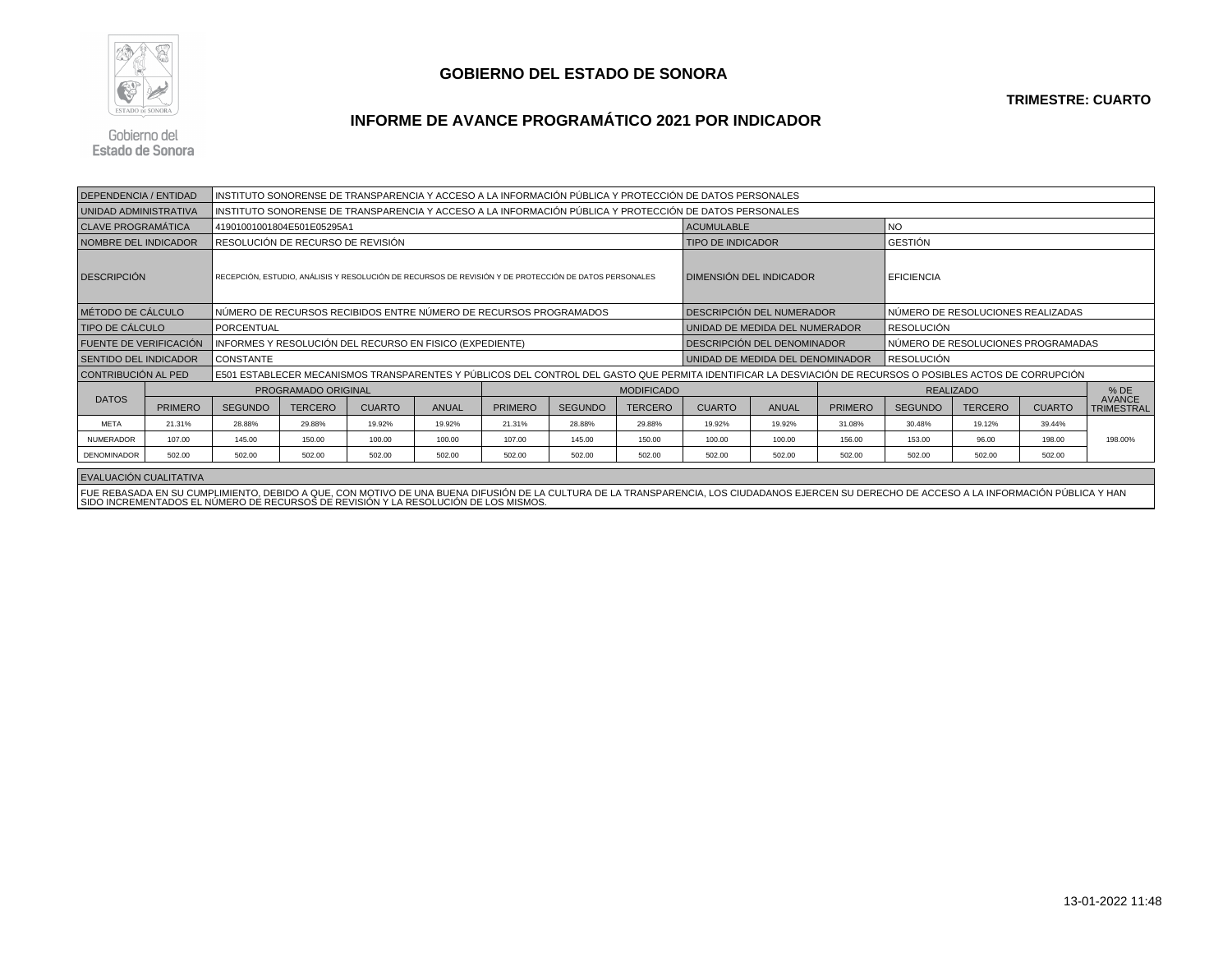## GOBIERNO DEL ESTADO DE SONORA

**TRIMESTRE: CUARTO**

## INFORME DE AVANCE PROGRAMÁTICO 2021 POR INDICADOR

| | | | |
|---|---|---|---|
| DEPENDENCIA / ENTIDAD | INSTITUTO SONORENSE DE TRANSPARENCIA Y ACCESO A LA INFORMACIÓN PÚBLICA Y PROTECCIÓN DE DATOS PERSONALES | | |
| UNIDAD ADMINISTRATIVA | INSTITUTO SONORENSE DE TRANSPARENCIA Y ACCESO A LA INFORMACIÓN PÚBLICA Y PROTECCIÓN DE DATOS PERSONALES | | |
| CLAVE PROGRAMÁTICA | 41901001001804E501E05295A1 | ACUMULABLE | NO |
| NOMBRE DEL INDICADOR | RESOLUCIÓN DE RECURSO DE REVISIÓN | TIPO DE INDICADOR | GESTIÓN |
| DESCRIPCIÓN | RECEPCIÓN, ESTUDIO, ANÁLISIS Y RESOLUCIÓN DE RECURSOS DE REVISIÓN Y DE PROTECCIÓN DE DATOS PERSONALES | DIMENSIÓN DEL INDICADOR | EFICIENCIA |
| MÉTODO DE CÁLCULO | NÚMERO DE RECURSOS RECIBIDOS ENTRE NÚMERO DE RECURSOS PROGRAMADOS | DESCRIPCIÓN DEL NUMERADOR | NÚMERO DE RESOLUCIONES REALIZADAS |
| TIPO DE CÁLCULO | PORCENTUAL | UNIDAD DE MEDIDA DEL NUMERADOR | RESOLUCIÓN |
| FUENTE DE VERIFICACIÓN | INFORMES Y RESOLUCIÓN DEL RECURSO EN FISICO (EXPEDIENTE) | DESCRIPCIÓN DEL DENOMINADOR | NÚMERO DE RESOLUCIONES PROGRAMADAS |
| SENTIDO DEL INDICADOR | CONSTANTE | UNIDAD DE MEDIDA DEL DENOMINADOR | RESOLUCIÓN |
| CONTRIBUCIÓN AL PED | E501 ESTABLECER MECANISMOS TRANSPARENTES Y PÚBLICOS DEL CONTROL DEL GASTO QUE PERMITA IDENTIFICAR LA DESVIACIÓN DE RECURSOS O POSIBLES ACTOS DE CORRUPCIÓN | | |

| DATOS | PROGRAMADO ORIGINAL | | | | | MODIFICADO | | | | | REALIZADO | | | | % DE AVANCE TRIMESTRAL |
|---|---|---|---|---|---|---|---|---|---|---|---|---|---|---|---|
| | PRIMERO | SEGUNDO | TERCERO | CUARTO | ANUAL | PRIMERO | SEGUNDO | TERCERO | CUARTO | ANUAL | PRIMERO | SEGUNDO | TERCERO | CUARTO | |
| META | 21.31% | 28.88% | 29.88% | 19.92% | 19.92% | 21.31% | 28.88% | 29.88% | 19.92% | 19.92% | 31.08% | 30.48% | 19.12% | 39.44% | 198.00% |
| NUMERADOR | 107.00 | 145.00 | 150.00 | 100.00 | 100.00 | 107.00 | 145.00 | 150.00 | 100.00 | 100.00 | 156.00 | 153.00 | 96.00 | 198.00 | |
| DENOMINADOR | 502.00 | 502.00 | 502.00 | 502.00 | 502.00 | 502.00 | 502.00 | 502.00 | 502.00 | 502.00 | 502.00 | 502.00 | 502.00 | 502.00 | |

**EVALUACIÓN CUALITATIVA**

FUE REBASADA EN SU CUMPLIMIENTO, DEBIDO A QUE, CON MOTIVO DE UNA BUENA DIFUSIÓN DE LA CULTURA DE LA TRANSPARENCIA, LOS CIUDADANOS EJERCEN SU DERECHO DE ACCESO A LA INFORMACIÓN PÚBLICA Y HAN SIDO INCREMENTADOS EL NÚMERO DE RECURSOS DE REVISIÓN Y LA RESOLUCIÓN DE LOS MISMOS.

13-01-2022 11:48